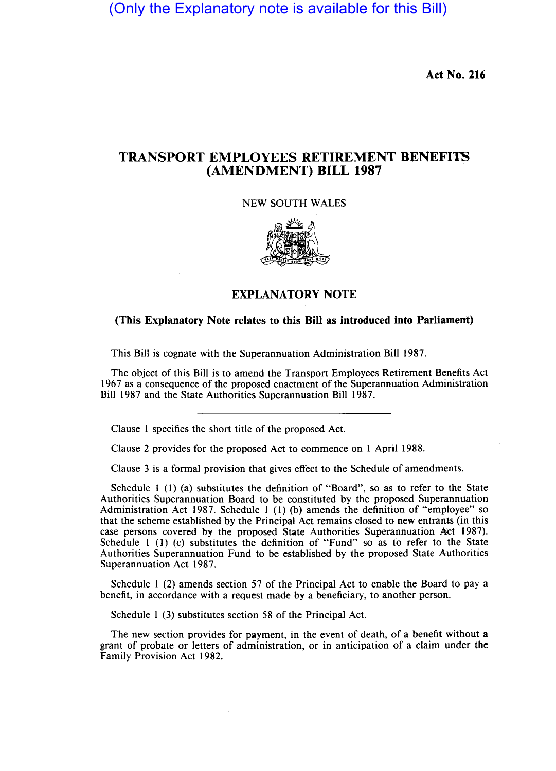(Only the Explanatory note is available for this Bill)

Act No. 216

# TRANSPORT EMPLOYEES RETIREMENT BENEFITS (AMENDMENT) BILL 1987

NEW SOUTH WALES

## EXPLANATORY NOTE

**(This Explanatory Note relates to this Bill as introduced into Parliament)**

This Bill is cognate with the Superannuation Administration Bill 1987.

The object of this Bill is to amend the Transport Employees Retirement Benefits Act 1967 as a consequence of the proposed enactment of the Superannuation Administration Bill 1987 and the State Authorities Superannuation Bill 1987.

---

Clause 1 specifies the short title of the proposed Act.

Clause 2 provides for the proposed Act to commence on 1 April 1988.

Clause 3 is a formal provision that gives effect to the Schedule of amendments.

Schedule 1 (1) (a) substitutes the definition of "Board", so as to refer to the State Authorities Superannuation Board to be constituted by the proposed Superannuation Administration Act 1987. Schedule 1 (1) (b) amends the definition of "employee" so that the scheme established by the Principal Act remains closed to new entrants (in this case persons covered by the proposed State Authorities Superannuation Act 1987). Schedule 1 (1) (c) substitutes the definition of "Fund" so as to refer to the State Authorities Superannuation Fund to be established by the proposed State Authorities Superannuation Act 1987.

Schedule 1 (2) amends section 57 of the Principal Act to enable the Board to pay a benefit, in accordance with a request made by a beneficiary, to another person.

Schedule 1 (3) substitutes section 58 of the Principal Act.

The new section provides for payment, in the event of death, of a benefit without a grant of probate or letters of administration, or in anticipation of a claim under the Family Provision Act 1982.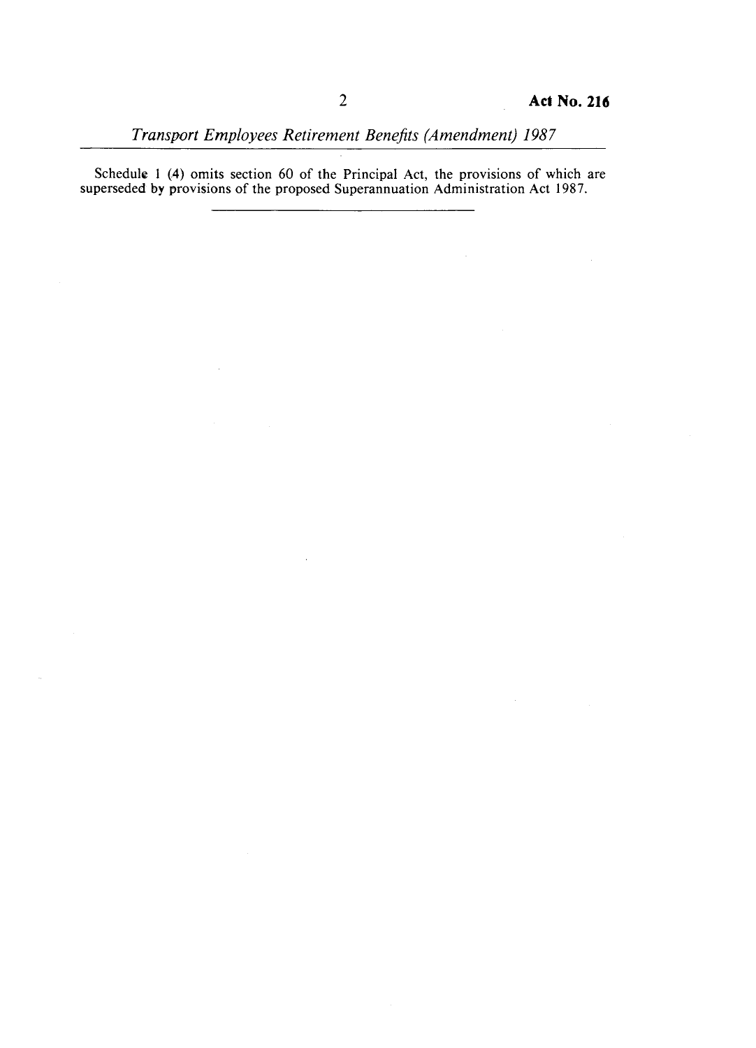Schedule 1 (4) omits section 60 of the Principal Act, the provisions of which are superseded by provisions of the proposed Superannuation Administration Act 1987.